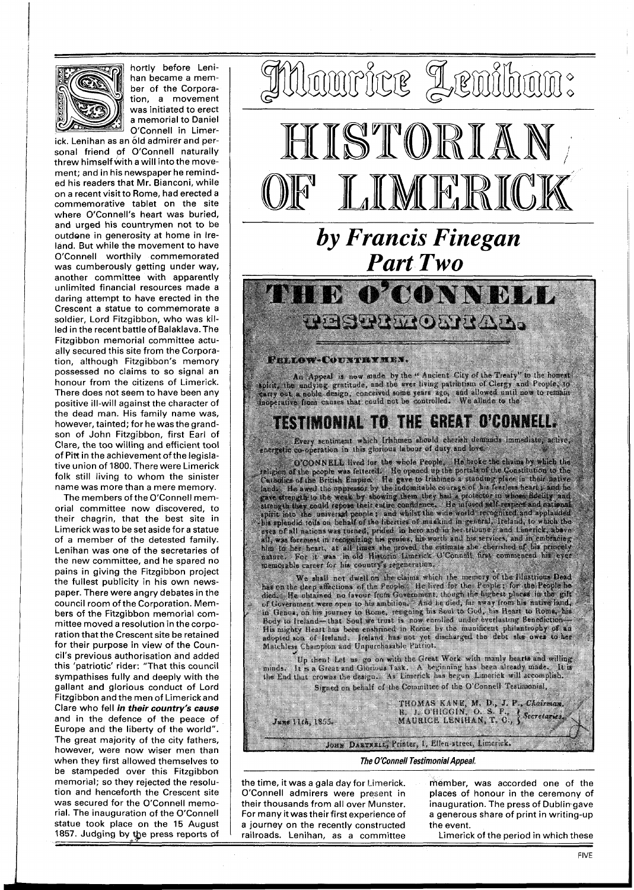# Maurice Lenihan: HISTORIAN OF LIMERICK

## *by Francis Finegan Part Two*

Shortly before Lenihan became a member of the Corporation, a movement was initiated to erect a memorial to Daniel O'Connell in Limerick. Lenihan as an old admirer and personal friend of O'Connell naturally threw himself with a will into the movement; and in his newspaper he reminded his readers that Mr. Bianconi, while on a recent visit to Rome, had erected a commemorative tablet on the site where O'Connell's heart was buried, and urged his countrymen not to be outdone in generosity at home in Ireland. But while the movement to have O'Connell worthily commemorated was cumberously getting under way, another committee with apparently unlimited financial resources made a daring attempt to have erected in the Crescent a statue to commemorate a soldier, Lord Fitzgibbon, who was killed in the recent battle of Balaklava. The Fitzgibbon memorial committee actually secured this site from the Corporation, although Fitzgibbon's memory possessed no claims to so signal an honour from the citizens of Limerick. There does not seem to have been any positive ill-will against the character of the dead man. His family name was, however, tainted; for he was the grandson of John Fitzgibbon, first Earl of Clare, the too willing and efficient tool of Pitt in the achievement of the legislative union of 1800. There were Limerick folk still living to whom the sinister name was more than a mere memory.

The members of the O'Connell memorial committee now discovered, to their chagrin, that the best site in Limerick was to be set aside for a statue of a member of the detested family. Lenihan was one of the secretaries of the new committee, and he spared no pains in giving the Fitzgibbon project the fullest publicity in his own newspaper. There were angry debates in the council room of the Corporation. Members of the Fitzgibbon memorial committee moved a resolution in the corporation that the Crescent site be retained for their purpose in view of the Council's previous authorisation and added this 'patriotic' rider: "That this council sympathises fully and deeply with the gallant and glorious conduct of Lord Fitzgibbon and the men of Limerick and Clare who fell ***in their country's cause*** and in the defence of the peace of Europe and the liberty of the world". The great majority of the city fathers, however, were now wiser men than when they first allowed themselves to be stampeded over this Fitzgibbon memorial; so they rejected the resolution and henceforth the Crescent site was secured for the O'Connell memorial. The inauguration of the O'Connell statue took place on the 15 August 1857. Judging by the press reports of the time, it was a gala day for Limerick. O'Connell admirers were present in their thousands from all over Munster. For many it was their first experience of a journey on the recently constructed railroads. Lenihan, as a committee member, was accorded one of the places of honour in the ceremony of inauguration. The press of Dublin gave a generous share of print in writing-up the event.

---

**THE O'CONNELL TESTIMONIAL.**

FELLOW-COUNTRYMEN,

An Appeal is now made by the "Ancient City of the Treaty" to the honest spirit, the undying gratitude, and the ever living patriotism of Clergy and People, to carry out a noble design, conceived some years ago, and allowed until now to remain inoperative from causes that could not be controlled. We allude to the

**TESTIMONIAL TO THE GREAT O'CONNELL.**

Every sentiment which Irishmen should cherish demands immediate, active, energetic co-operation in this glorious labour of duty and love.

O'CONNELL lived for the whole People. He broke the chains by which the religion of the people was fettered. He opened up the portals of the Constitution to the Catholics of the British Empire. He gave to Irishmen a standing place in their native lands. He awed the oppressor by the indomitable courage of his fearless heart; and he gave strength to the weak by showing them they had a protector in whose fidelity and strength they could repose their entire confidence. He infused self-respect and national spirit into the universal people; and whilst the wide world recognized and applauded his splendid toils on behalf of the liberties of mankind in general, Ireland, to which the eyes of all nations was turned, prided in hero and in her tribune; and Limerick, above all, was foremost in recognizing his genius, his worth and his services, and in embracing him to her heart: at all times she proved the estimate she cherished of his princely nature. For it was in old Historic Limerick O'Connell first commenced his ever memorable career for his country's regeneration.

We shall not dwell on the claims which the memory of the Illustrious Dead has on the deep affections of the People. He lived for the People; for the People he died. He obtained no favour from Government, though the highest places in the gift of Government were open to his ambition. And he died, far away from his native land, in Genoa, on his journey to Rome, resigning his Soul to God, his Heart to Rome, his Body to Ireland—that Soul we trust is now enrolled under everlasting Benediction—His mighty Heart has been enshrined in Rome by the munificent philanthropy of an adopted son of Ireland. Ireland has not yet discharged the debt she owes to her Matchless Champion and Unpurchasable Patriot.

Up then! Let us go on with the Great Work with manly hearts and willing minds. It is a Great and Glorious Task. A beginning has been already made. It is the End that crowns the design. As Limerick has begun Limerick will accomplish.

Signed on behalf of the Committee of the O'Connell Testimonial,

THOMAS KANE, M. D., J. P., *Chairman.*
R. J. O'HIGGIN, O. S. F., } *Secretaries.*
MAURICE LENIHAN, T. C., }

June 11th, 1855.

JOHN DARTNELL, Printer, 1, Ellen-street, Limerick.

*The O'Connell Testimonial Appeal.*

---

Limerick of the period in which these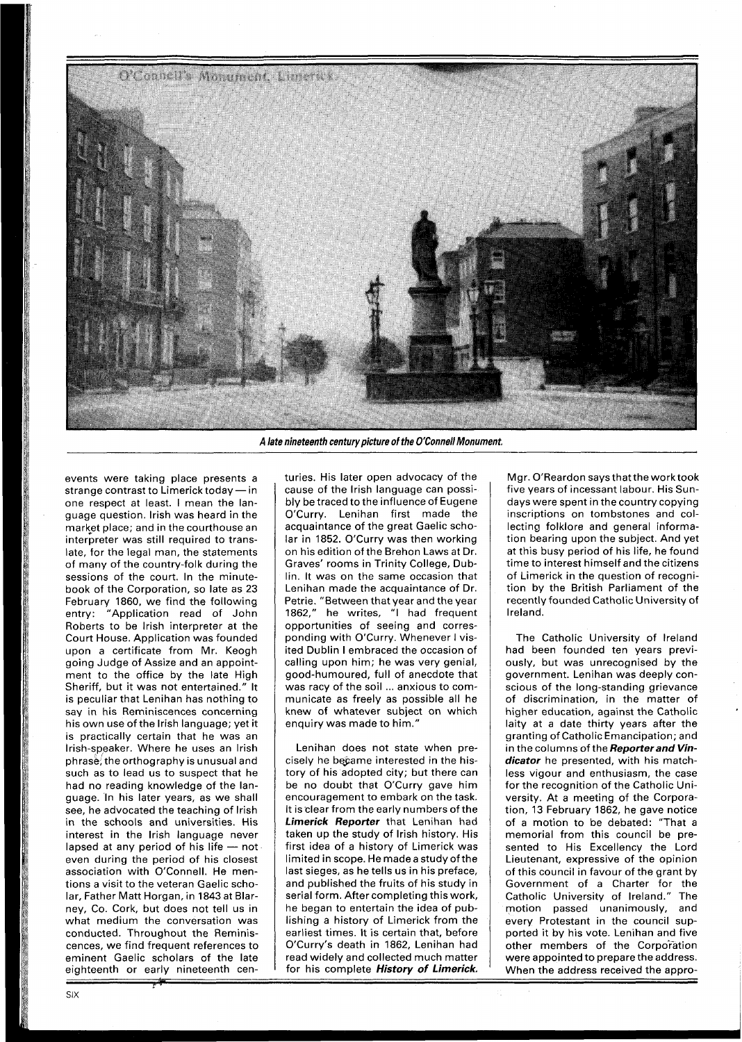A late nineteenth century picture of the O'Connell Monument.

events were taking place presents a strange contrast to Limerick today — in one respect at least. I mean the language question. Irish was heard in the market place; and in the courthouse an interpreter was still required to translate, for the legal man, the statements of many of the country-folk during the sessions of the court. In the minute-book of the Corporation, so late as 23 February 1860, we find the following entry: "Application read of John Roberts to be Irish interpreter at the Court House. Application was founded upon a certificate from Mr. Keogh going Judge of Assize and an appointment to the office by the late High Sheriff, but it was not entertained." It is peculiar that Lenihan has nothing to say in his Reminiscences concerning his own use of the Irish language; yet it is practically certain that he was an Irish-speaker. Where he uses an Irish phrase, the orthography is unusual and such as to lead us to suspect that he had no reading knowledge of the language. In his later years, as we shall see, he advocated the teaching of Irish in the schools and universities. His interest in the Irish language never lapsed at any period of his life — not even during the period of his closest association with O'Connell. He mentions a visit to the veteran Gaelic scholar, Father Matt Horgan, in 1843 at Blarney, Co. Cork, but does not tell us in what medium the conversation was conducted. Throughout the Reminiscences, we find frequent references to eminent Gaelic scholars of the late eighteenth or early nineteenth centuries. His later open advocacy of the cause of the Irish language can possibly be traced to the influence of Eugene O'Curry. Lenihan first made the acquaintance of the great Gaelic scholar in 1852. O'Curry was then working on his edition of the Brehon Laws at Dr. Graves' rooms in Trinity College, Dublin. It was on the same occasion that Lenihan made the acquaintance of Dr. Petrie. "Between that year and the year 1862," he writes, "I had frequent opportunities of seeing and corresponding with O'Curry. Whenever I visited Dublin I embraced the occasion of calling upon him; he was very genial, good-humoured, full of anecdote that was racy of the soil ... anxious to communicate as freely as possible all he knew of whatever subject on which enquiry was made to him."

Lenihan does not state when precisely he became interested in the history of his adopted city; but there can be no doubt that O'Curry gave him encouragement to embark on the task. It is clear from the early numbers of the ***Limerick Reporter*** that Lenihan had taken up the study of Irish history. His first idea of a history of Limerick was limited in scope. He made a study of the last sieges, as he tells us in his preface, and published the fruits of his study in serial form. After completing this work, he began to entertain the idea of publishing a history of Limerick from the earliest times. It is certain that, before O'Curry's death in 1862, Lenihan had read widely and collected much matter for his complete ***History of Limerick.*** Mgr. O'Reardon says that the work took five years of incessant labour. His Sundays were spent in the country copying inscriptions on tombstones and collecting folklore and general information bearing upon the subject. And yet at this busy period of his life, he found time to interest himself and the citizens of Limerick in the question of recognition by the British Parliament of the recently founded Catholic University of Ireland.

The Catholic University of Ireland had been founded ten years previously, but was unrecognised by the government. Lenihan was deeply conscious of the long-standing grievance of discrimination, in the matter of higher education, against the Catholic laity at a date thirty years after the granting of Catholic Emancipation; and in the columns of the ***Reporter and Vindicator*** he presented, with his matchless vigour and enthusiasm, the case for the recognition of the Catholic University. At a meeting of the Corporation, 13 February 1862, he gave notice of a motion to be debated: "That a memorial from this council be presented to His Excellency the Lord Lieutenant, expressive of the opinion of this council in favour of the grant by Government of a Charter for the Catholic University of Ireland." The motion passed unanimously, and every Protestant in the council supported it by his vote. Lenihan and five other members of the Corporation were appointed to prepare the address. When the address received the appro-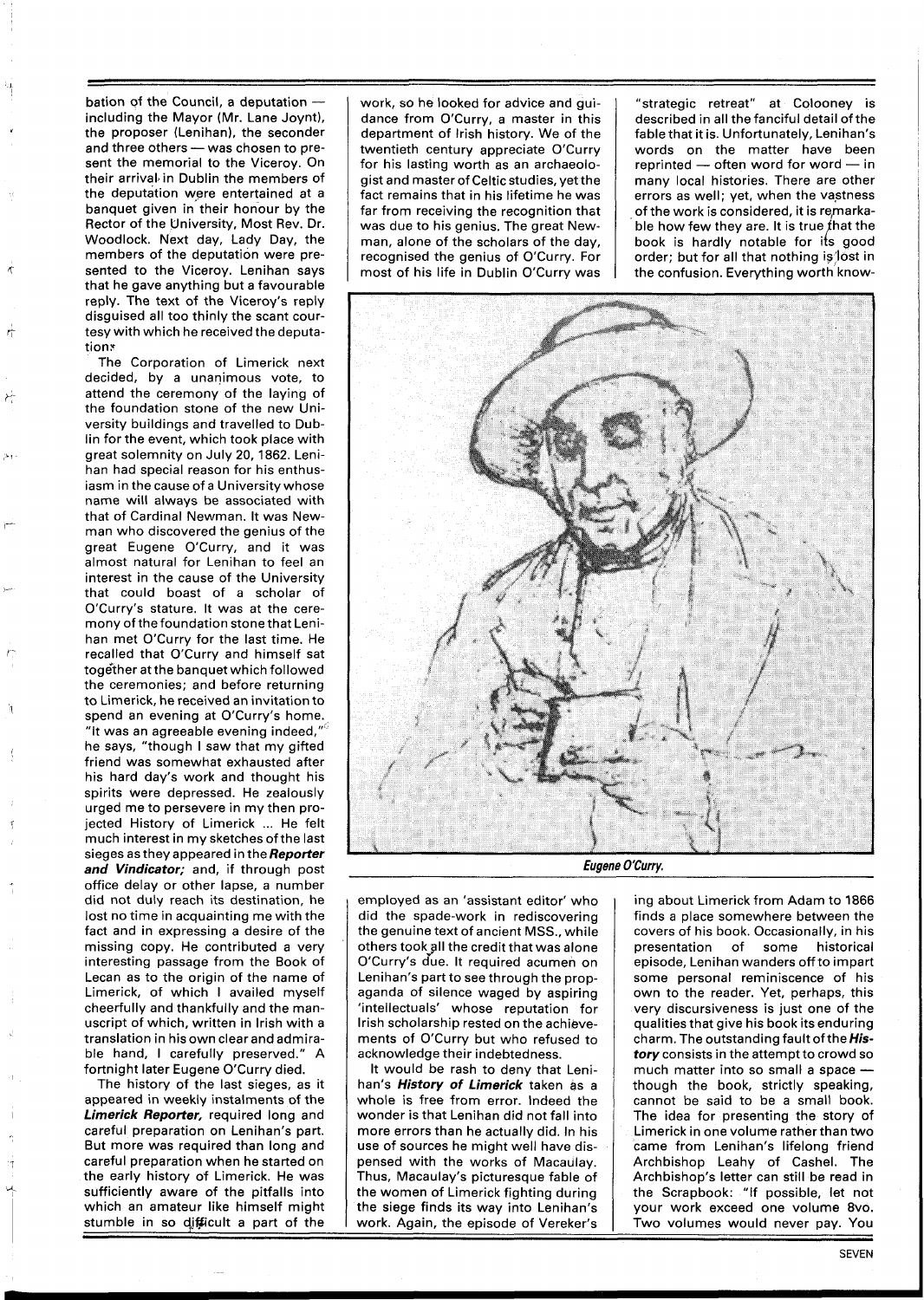bation of the Council, a deputation — including the Mayor (Mr. Lane Joynt), the proposer (Lenihan), the seconder and three others — was chosen to present the memorial to the Viceroy. On their arrival in Dublin the members of the deputation were entertained at a banquet given in their honour by the Rector of the University, Most Rev. Dr. Woodlock. Next day, Lady Day, the members of the deputation were presented to the Viceroy. Lenihan says that he gave anything but a favourable reply. The text of the Viceroy's reply disguised all too thinly the scant courtesy with which he received the deputation.

The Corporation of Limerick next decided, by a unanimous vote, to attend the ceremony of the laying of the foundation stone of the new University buildings and travelled to Dublin for the event, which took place with great solemnity on July 20, 1862. Lenihan had special reason for his enthusiasm in the cause of a University whose name will always be associated with that of Cardinal Newman. It was Newman who discovered the genius of the great Eugene O'Curry, and it was almost natural for Lenihan to feel an interest in the cause of the University that could boast of a scholar of O'Curry's stature. It was at the ceremony of the foundation stone that Lenihan met O'Curry for the last time. He recalled that O'Curry and himself sat together at the banquet which followed the ceremonies; and before returning to Limerick, he received an invitation to spend an evening at O'Curry's home. "It was an agreeable evening indeed," he says, "though I saw that my gifted friend was somewhat exhausted after his hard day's work and thought his spirits were depressed. He zealously urged me to persevere in my then projected History of Limerick ... He felt much interest in my sketches of the last sieges as they appeared in the ***Reporter and Vindicator;*** and, if through post office delay or other lapse, a number did not duly reach its destination, he lost no time in acquainting me with the fact and in expressing a desire of the missing copy. He contributed a very interesting passage from the Book of Lecan as to the origin of the name of Limerick, of which I availed myself cheerfully and thankfully and the manuscript of which, written in Irish with a translation in his own clear and admirable hand, I carefully preserved." A fortnight later Eugene O'Curry died.

The history of the last sieges, as it appeared in weekly instalments of the ***Limerick Reporter,*** required long and careful preparation on Lenihan's part. But more was required than long and careful preparation when he started on the early history of Limerick. He was sufficiently aware of the pitfalls into which an amateur like himself might stumble in so difficult a part of the work, so he looked for advice and guidance from O'Curry, a master in this department of Irish history. We of the twentieth century appreciate O'Curry for his lasting worth as an archaeologist and master of Celtic studies, yet the fact remains that in his lifetime he was far from receiving the recognition that was due to his genius. The great Newman, alone of the scholars of the day, recognised the genius of O'Curry. For most of his life in Dublin O'Curry was employed as an 'assistant editor' who did the spade-work in rediscovering the genuine text of ancient MSS., while others took all the credit that was alone O'Curry's due. It required acumen on Lenihan's part to see through the propaganda of silence waged by aspiring 'intellectuals' whose reputation for Irish scholarship rested on the achievements of O'Curry but who refused to acknowledge their indebtedness.

It would be rash to deny that Lenihan's ***History of Limerick*** taken as a whole is free from error. Indeed the wonder is that Lenihan did not fall into more errors than he actually did. In his use of sources he might well have dispensed with the works of Macaulay. Thus, Macaulay's picturesque fable of the women of Limerick fighting during the siege finds its way into Lenihan's work. Again, the episode of Vereker's "strategic retreat" at Colooney is described in all the fanciful detail of the fable that it is. Unfortunately, Lenihan's words on the matter have been reprinted — often word for word — in many local histories. There are other errors as well; yet, when the vastness of the work is considered, it is remarkable how few they are. It is true that the book is hardly notable for its good order; but for all that nothing is lost in the confusion. Everything worth knowing about Limerick from Adam to 1866 finds a place somewhere between the covers of his book. Occasionally, in his presentation of some historical episode, Lenihan wanders off to impart some personal reminiscence of his own to the reader. Yet, perhaps, this very discursiveness is just one of the qualities that give his book its enduring charm. The outstanding fault of the ***History*** consists in the attempt to crowd so much matter into so small a space — though the book, strictly speaking, cannot be said to be a small book. The idea for presenting the story of Limerick in one volume rather than two came from Lenihan's lifelong friend Archbishop Leahy of Cashel. The Archbishop's letter can still be read in the Scrapbook: "If possible, let not your work exceed one volume 8vo. Two volumes would never pay. You

***Eugene O'Curry.***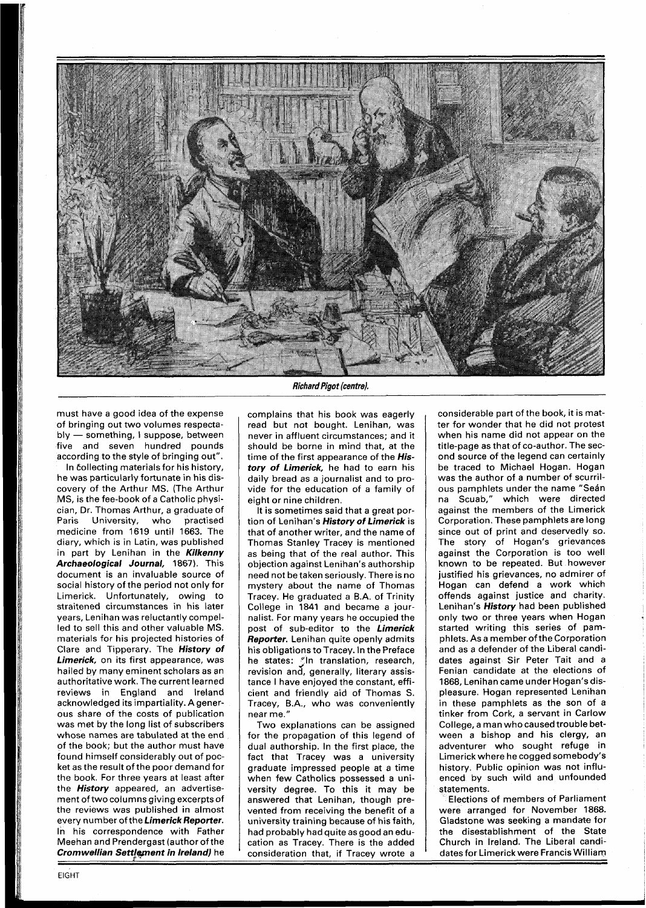*Richard Pigot (centre).*

must have a good idea of the expense of bringing out two volumes respectably — something, I suppose, between five and seven hundred pounds according to the style of bringing out".

In collecting materials for his history, he was particularly fortunate in his discovery of the Arthur MS. (The Arthur MS, is the fee-book of a Catholic physician, Dr. Thomas Arthur, a graduate of Paris University, who practised medicine from 1619 until 1663. The diary, which is in Latin, was published in part by Lenihan in the ***Kilkenny Archaeological Journal,*** 1867). This document is an invaluable source of social history of the period not only for Limerick. Unfortunately, owing to straitened circumstances in his later years, Lenihan was reluctantly compelled to sell this and other valuable MS. materials for his projected histories of Clare and Tipperary. The ***History of Limerick,*** on its first appearance, was hailed by many eminent scholars as an authoritative work. The current learned reviews in England and Ireland acknowledged its impartiality. A generous share of the costs of publication was met by the long list of subscribers whose names are tabulated at the end of the book; but the author must have found himself considerably out of pocket as the result of the poor demand for the book. For three years at least after the ***History*** appeared, an advertisement of two columns giving excerpts of the reviews was published in almost every number of the ***Limerick Reporter.*** In his correspondence with Father Meehan and Prendergast (author of the ***Cromwellian Settlement in Ireland)*** he complains that his book was eagerly read but not bought. Lenihan, was never in affluent circumstances; and it should be borne in mind that, at the time of the first appearance of the ***History of Limerick,*** he had to earn his daily bread as a journalist and to provide for the education of a family of eight or nine children.

It is sometimes said that a great portion of Lenihan's ***History of Limerick*** is that of another writer, and the name of Thomas Stanley Tracey is mentioned as being that of the real author. This objection against Lenihan's authorship need not be taken seriously. There is no mystery about the name of Thomas Tracey. He graduated a B.A. of Trinity College in 1841 and became a journalist. For many years he occupied the post of sub-editor to the ***Limerick Reporter.*** Lenihan quite openly admits his obligations to Tracey. In the Preface he states: "In translation, research, revision and, generally, literary assistance I have enjoyed the constant, efficient and friendly aid of Thomas S. Tracey, B.A., who was conveniently near me."

Two explanations can be assigned for the propagation of this legend of dual authorship. In the first place, the fact that Tracey was a university graduate impressed people at a time when few Catholics possessed a university degree. To this it may be answered that Lenihan, though prevented from receiving the benefit of a university training because of his faith, had probably had quite as good an education as Tracey. There is the added consideration that, if Tracey wrote a considerable part of the book, it is matter for wonder that he did not protest when his name did not appear on the title-page as that of co-author. The second source of the legend can certainly be traced to Michael Hogan. Hogan was the author of a number of scurrilous pamphlets under the name "Seán na Scuab," which were directed against the members of the Limerick Corporation. These pamphlets are long since out of print and deservedly so. The story of Hogan's grievances against the Corporation is too well known to be repeated. But however justified his grievances, no admirer of Hogan can defend a work which offends against justice and charity. Lenihan's ***History*** had been published only two or three years when Hogan started writing this series of pamphlets. As a member of the Corporation and as a defender of the Liberal candidates against Sir Peter Tait and a Fenian candidate at the elections of 1868, Lenihan came under Hogan's displeasure. Hogan represented Lenihan in these pamphlets as the son of a tinker from Cork, a servant in Carlow College, a man who caused trouble between a bishop and his clergy, an adventurer who sought refuge in Limerick where he cogged somebody's history. Public opinion was not influenced by such wild and unfounded statements.

Elections of members of Parliament were arranged for November 1868. Gladstone was seeking a mandate for the disestablishment of the State Church in Ireland. The Liberal candidates for Limerick were Francis William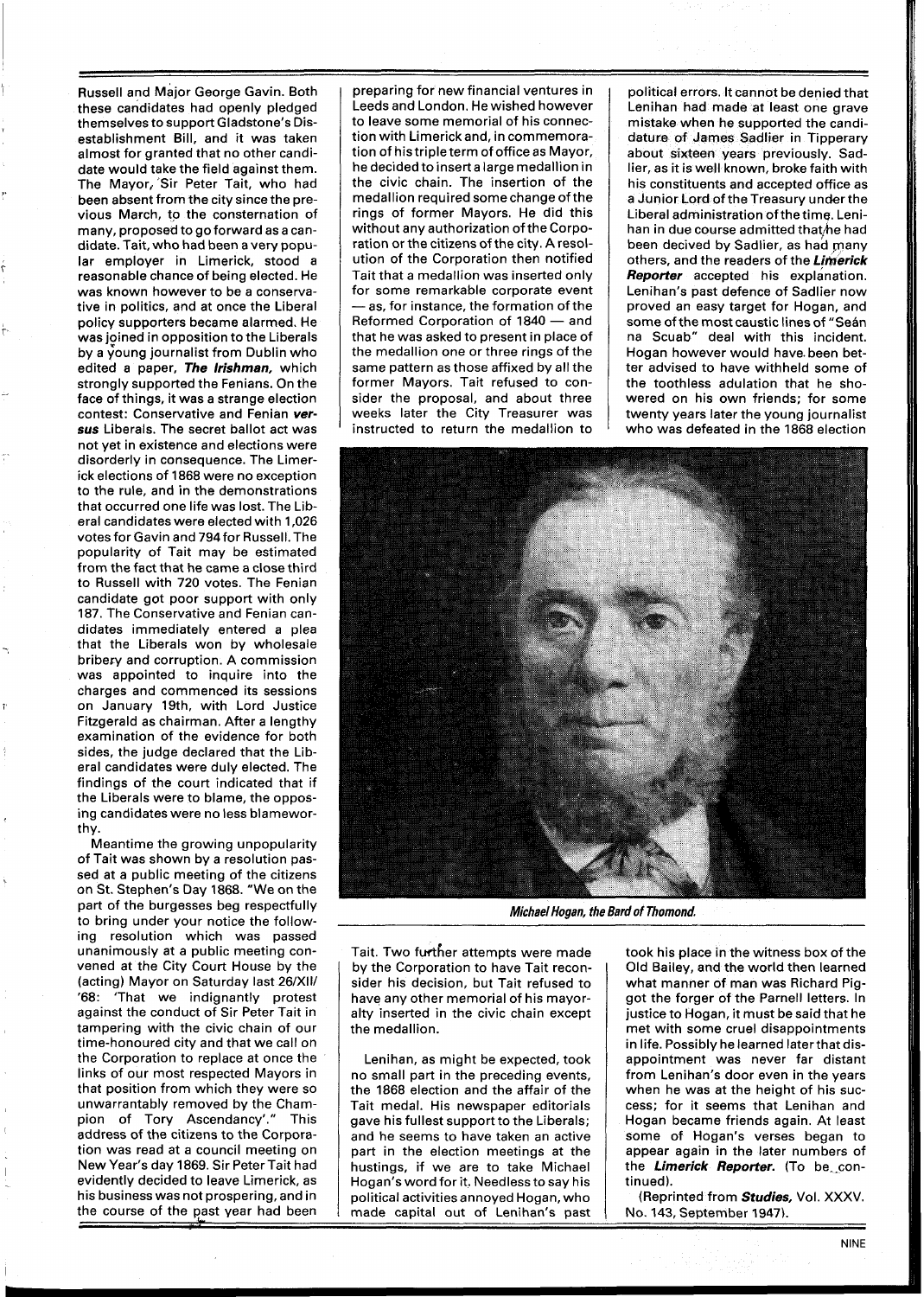Russell and Major George Gavin. Both these candidates had openly pledged themselves to support Gladstone's Disestablishment Bill, and it was taken almost for granted that no other candidate would take the field against them. The Mayor, Sir Peter Tait, who had been absent from the city since the previous March, to the consternation of many, proposed to go forward as a candidate. Tait, who had been a very popular employer in Limerick, stood a reasonable chance of being elected. He was known however to be a conservative in politics, and at once the Liberal policy supporters became alarmed. He was joined in opposition to the Liberals by a young journalist from Dublin who edited a paper, ***The Irishman,*** which strongly supported the Fenians. On the face of things, it was a strange election contest: Conservative and Fenian ***versus*** Liberals. The secret ballot act was not yet in existence and elections were disorderly in consequence. The Limerick elections of 1868 were no exception to the rule, and in the demonstrations that occurred one life was lost. The Liberal candidates were elected with 1,026 votes for Gavin and 794 for Russell. The popularity of Tait may be estimated from the fact that he came a close third to Russell with 720 votes. The Fenian candidate got poor support with only 187. The Conservative and Fenian candidates immediately entered a plea that the Liberals won by wholesale bribery and corruption. A commission was appointed to inquire into the charges and commenced its sessions on January 19th, with Lord Justice Fitzgerald as chairman. After a lengthy examination of the evidence for both sides, the judge declared that the Liberal candidates were duly elected. The findings of the court indicated that if the Liberals were to blame, the opposing candidates were no less blameworthy.

Meantime the growing unpopularity of Tait was shown by a resolution passed at a public meeting of the citizens on St. Stephen's Day 1868. "We on the part of the burgesses beg respectfully to bring under your notice the following resolution which was passed unanimously at a public meeting convened at the City Court House by the (acting) Mayor on Saturday last 26/XII/ '68: 'That we indignantly protest against the conduct of Sir Peter Tait in tampering with the civic chain of our time-honoured city and that we call on the Corporation to replace at once the links of our most respected Mayors in that position from which they were so unwarrantably removed by the Champion of Tory Ascendancy'." This address of the citizens to the Corporation was read at a council meeting on New Year's day 1869. Sir Peter Tait had evidently decided to leave Limerick, as his business was not prospering, and in the course of the past year had been preparing for new financial ventures in Leeds and London. He wished however to leave some memorial of his connection with Limerick and, in commemoration of his triple term of office as Mayor, he decided to insert a large medallion in the civic chain. The insertion of the medallion required some change of the rings of former Mayors. He did this without any authorization of the Corporation or the citizens of the city. A resolution of the Corporation then notified Tait that a medallion was inserted only for some remarkable corporate event — as, for instance, the formation of the Reformed Corporation of 1840 — and that he was asked to present in place of the medallion one or three rings of the same pattern as those affixed by all the former Mayors. Tait refused to consider the proposal, and about three weeks later the City Treasurer was instructed to return the medallion to Tait. Two further attempts were made by the Corporation to have Tait reconsider his decision, but Tait refused to have any other memorial of his mayoralty inserted in the civic chain except the medallion.

Lenihan, as might be expected, took no small part in the preceding events, the 1868 election and the affair of the Tait medal. His newspaper editorials gave his fullest support to the Liberals; and he seems to have taken an active part in the election meetings at the hustings, if we are to take Michael Hogan's word for it. Needless to say his political activities annoyed Hogan, who made capital out of Lenihan's past political errors. It cannot be denied that Lenihan had made at least one grave mistake when he supported the candidature of James Sadlier in Tipperary about sixteen years previously. Sadlier, as it is well known, broke faith with his constituents and accepted office as a Junior Lord of the Treasury under the Liberal administration of the time. Lenihan in due course admitted that he had been decived by Sadlier, as had many others, and the readers of the ***Limerick Reporter*** accepted his explanation. Lenihan's past defence of Sadlier now proved an easy target for Hogan, and some of the most caustic lines of "Seán na Scuab" deal with this incident. Hogan however would have been better advised to have withheld some of the toothless adulation that he showered on his own friends; for some twenty years later the young journalist who was defeated in the 1868 election took his place in the witness box of the Old Bailey, and the world then learned what manner of man was Richard Piggot the forger of the Parnell letters. In justice to Hogan, it must be said that he met with some cruel disappointments in life. Possibly he learned later that disappointment was never far distant from Lenihan's door even in the years when he was at the height of his success; for it seems that Lenihan and Hogan became friends again. At least some of Hogan's verses began to appear again in the later numbers of the ***Limerick Reporter.*** (To be continued).

(Reprinted from ***Studies,*** Vol. XXXV. No. 143, September 1947).

***Michael Hogan, the Bard of Thomond.***